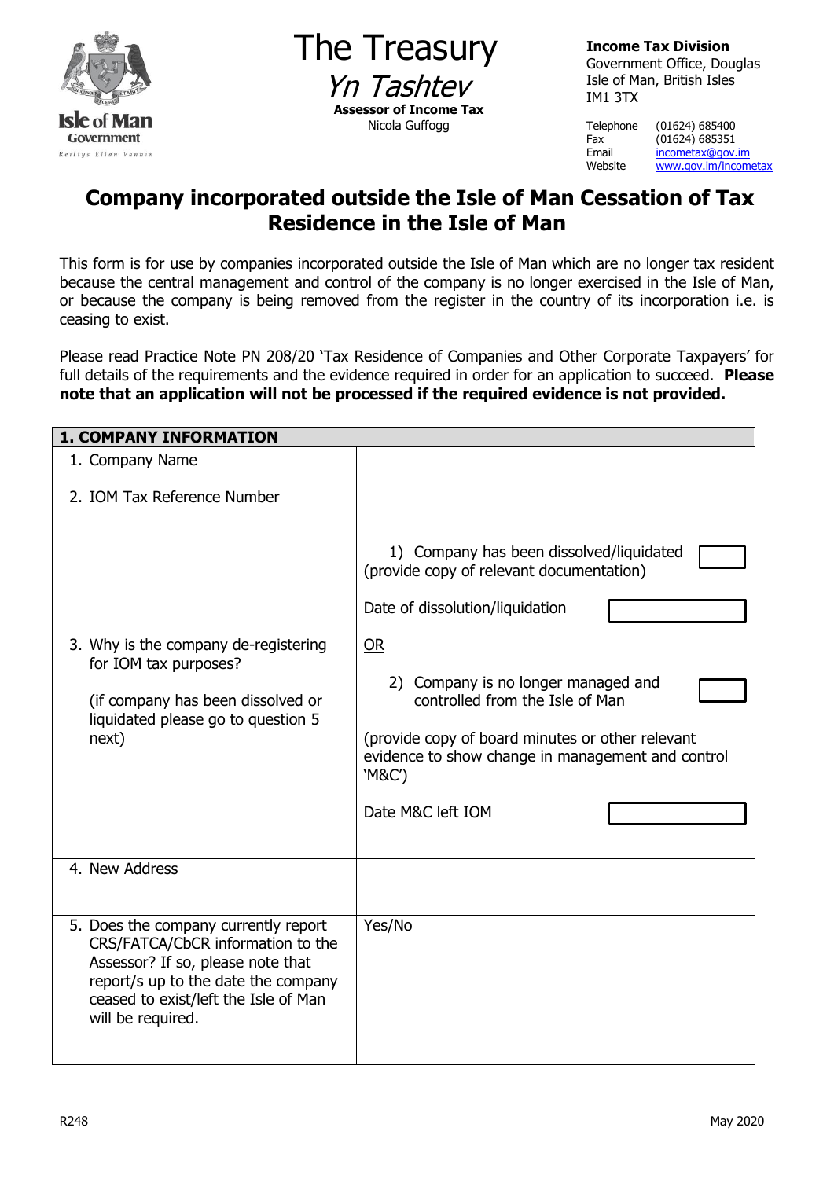The Treasury
*Yn Tashtev*
**Assessor of Income Tax**
Nicola Guffogg

**Income Tax Division**
Government Office, Douglas
Isle of Man, British Isles
IM1 3TX

Telephone (01624) 685400
Fax (01624) 685351
Email incometax@gov.im
Website www.gov.im/incometax

# Company incorporated outside the Isle of Man Cessation of Tax Residence in the Isle of Man

This form is for use by companies incorporated outside the Isle of Man which are no longer tax resident because the central management and control of the company is no longer exercised in the Isle of Man, or because the company is being removed from the register in the country of its incorporation i.e. is ceasing to exist.

Please read Practice Note PN 208/20 'Tax Residence of Companies and Other Corporate Taxpayers' for full details of the requirements and the evidence required in order for an application to succeed. **Please note that an application will not be processed if the required evidence is not provided.**

| **1. COMPANY INFORMATION** | |
|---|---|
| 1. Company Name | |
| 2. IOM Tax Reference Number | |
| 3. Why is the company de-registering for IOM tax purposes?<br><br>(if company has been dissolved or liquidated please go to question 5 next) | 1) Company has been dissolved/liquidated (provide copy of relevant documentation) ☐<br><br>Date of dissolution/liquidation ______<br><br>OR<br><br>2) Company is no longer managed and controlled from the Isle of Man ☐<br><br>(provide copy of board minutes or other relevant evidence to show change in management and control 'M&C')<br><br>Date M&C left IOM ______ |
| 4. New Address | |
| 5. Does the company currently report CRS/FATCA/CbCR information to the Assessor? If so, please note that report/s up to the date the company ceased to exist/left the Isle of Man will be required. | Yes/No |

R248 May 2020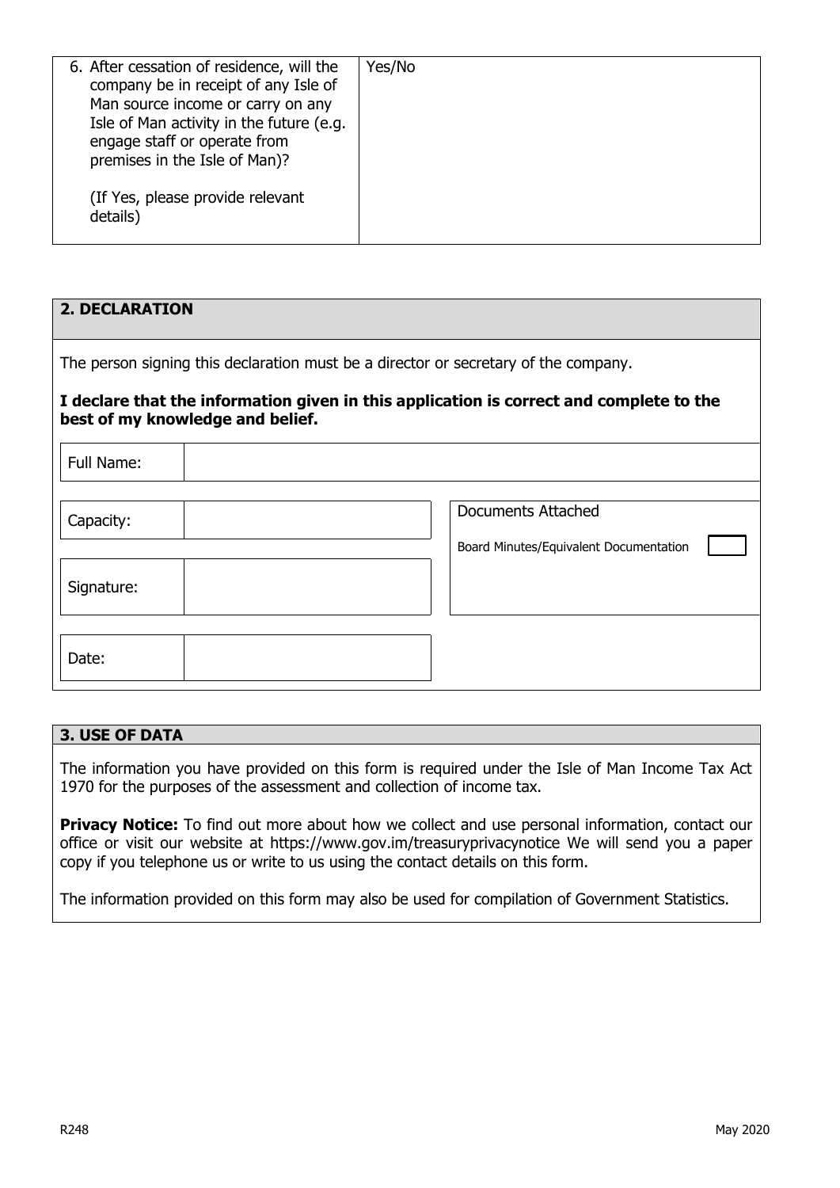| | |
|---|---|
| 6. After cessation of residence, will the company be in receipt of any Isle of Man source income or carry on any Isle of Man activity in the future (e.g. engage staff or operate from premises in the Isle of Man)?<br><br>(If Yes, please provide relevant details) | Yes/No |

## 2. DECLARATION

The person signing this declaration must be a director or secretary of the company.

**I declare that the information given in this application is correct and complete to the best of my knowledge and belief.**

| | |
|---|---|
| Full Name: | |

| | | |
|---|---|---|
| Capacity: | | Documents Attached<br>Board Minutes/Equivalent Documentation ☐ |
| Signature: | | |
| Date: | | |

## 3. USE OF DATA

The information you have provided on this form is required under the Isle of Man Income Tax Act 1970 for the purposes of the assessment and collection of income tax.

**Privacy Notice:** To find out more about how we collect and use personal information, contact our office or visit our website at https://www.gov.im/treasuryprivacynotice We will send you a paper copy if you telephone us or write to us using the contact details on this form.

The information provided on this form may also be used for compilation of Government Statistics.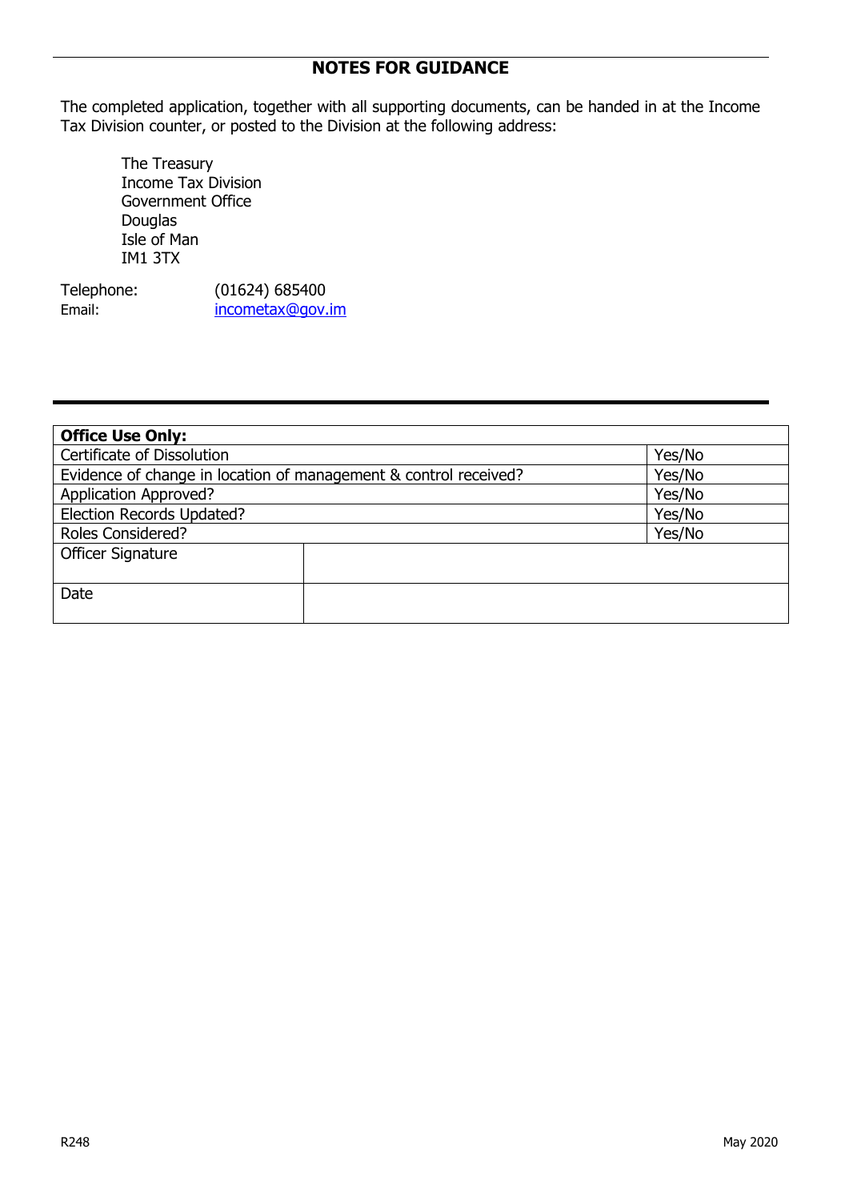## NOTES FOR GUIDANCE

The completed application, together with all supporting documents, can be handed in at the Income Tax Division counter, or posted to the Division at the following address:

The Treasury
Income Tax Division
Government Office
Douglas
Isle of Man
IM1 3TX

Telephone: (01624) 685400
Email: incometax@gov.im

| **Office Use Only:** | |
|---|---|
| Certificate of Dissolution | Yes/No |
| Evidence of change in location of management & control received? | Yes/No |
| Application Approved? | Yes/No |
| Election Records Updated? | Yes/No |
| Roles Considered? | Yes/No |
| Officer Signature | |
| Date | |

R248 May 2020